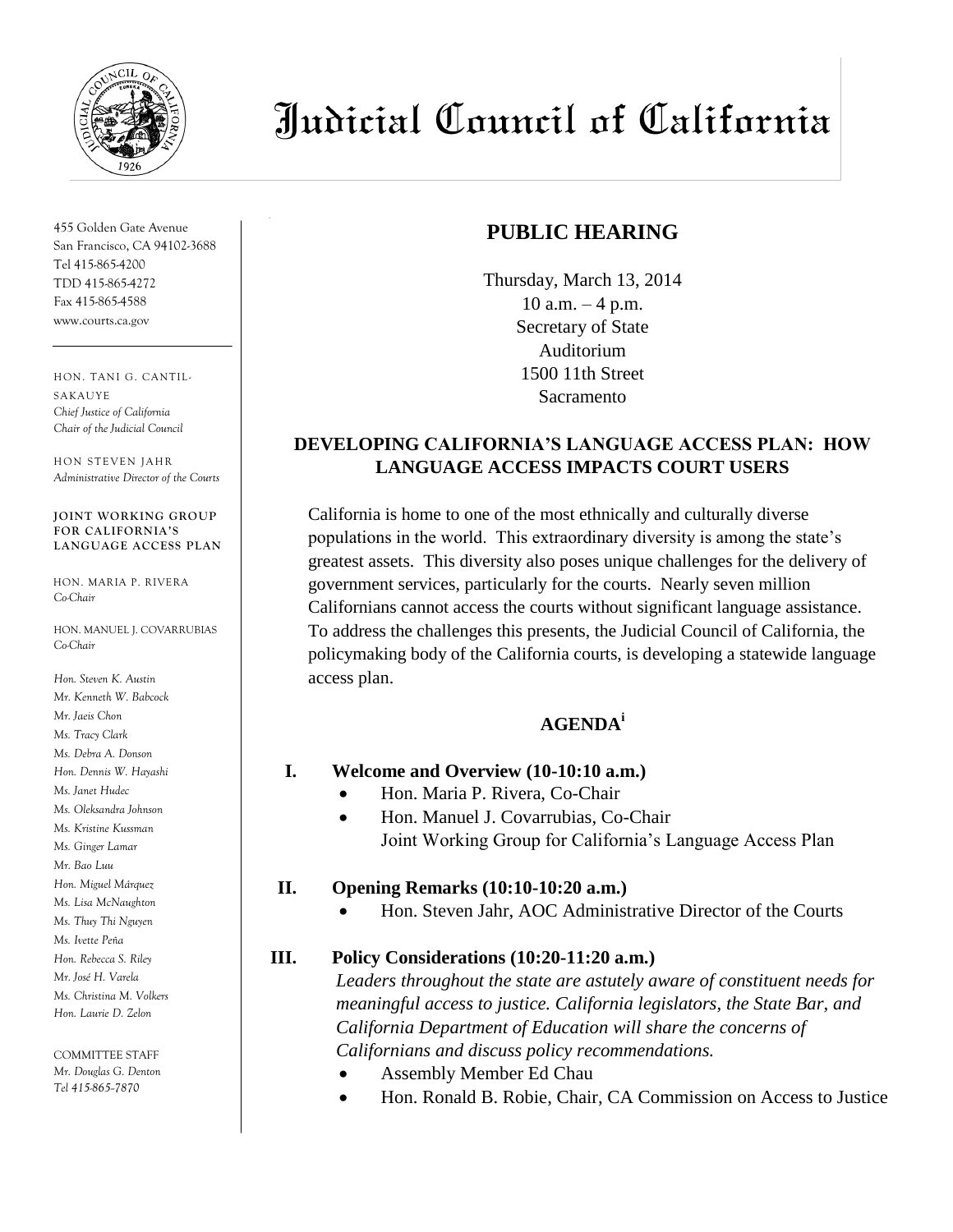# Judicial Council of California

455 Golden Gate Avenue
San Francisco, CA 94102-3688
Tel 415-865-4200
TDD 415-865-4272
Fax 415-865-4588
www.courts.ca.gov

HON. TANI G. CANTIL-SAKAUYE
*Chief Justice of California*
*Chair of the Judicial Council*

HON STEVEN JAHR
*Administrative Director of the Courts*

**JOINT WORKING GROUP FOR CALIFORNIA'S LANGUAGE ACCESS PLAN**

HON. MARIA P. RIVERA
*Co-Chair*

HON. MANUEL J. COVARRUBIAS
*Co-Chair*

*Hon. Steven K. Austin*
*Mr. Kenneth W. Babcock*
*Mr. Jaeis Chon*
*Ms. Tracy Clark*
*Ms. Debra A. Donson*
*Hon. Dennis W. Hayashi*
*Ms. Janet Hudec*
*Ms. Oleksandra Johnson*
*Ms. Kristine Kussman*
*Ms. Ginger Lamar*
*Mr. Bao Luu*
*Hon. Miguel Márquez*
*Ms. Lisa McNaughton*
*Ms. Thuy Thi Nguyen*
*Ms. Ivette Peña*
*Hon. Rebecca S. Riley*
*Mr. José H. Varela*
*Ms. Christina M. Volkers*
*Hon. Laurie D. Zelon*

COMMITTEE STAFF
*Mr. Douglas G. Denton*
*Tel 415-865-7870*

## PUBLIC HEARING

Thursday, March 13, 2014
10 a.m. – 4 p.m.
Secretary of State
Auditorium
1500 11th Street
Sacramento

### DEVELOPING CALIFORNIA'S LANGUAGE ACCESS PLAN: HOW LANGUAGE ACCESS IMPACTS COURT USERS

California is home to one of the most ethnically and culturally diverse populations in the world. This extraordinary diversity is among the state's greatest assets. This diversity also poses unique challenges for the delivery of government services, particularly for the courts. Nearly seven million Californians cannot access the courts without significant language assistance. To address the challenges this presents, the Judicial Council of California, the policymaking body of the California courts, is developing a statewide language access plan.

### AGENDA[i]

**I. Welcome and Overview (10-10:10 a.m.)**

- Hon. Maria P. Rivera, Co-Chair
- Hon. Manuel J. Covarrubias, Co-Chair
  Joint Working Group for California's Language Access Plan

**II. Opening Remarks (10:10-10:20 a.m.)**

- Hon. Steven Jahr, AOC Administrative Director of the Courts

**III. Policy Considerations (10:20-11:20 a.m.)**

*Leaders throughout the state are astutely aware of constituent needs for meaningful access to justice. California legislators, the State Bar, and California Department of Education will share the concerns of Californians and discuss policy recommendations.*

- Assembly Member Ed Chau
- Hon. Ronald B. Robie, Chair, CA Commission on Access to Justice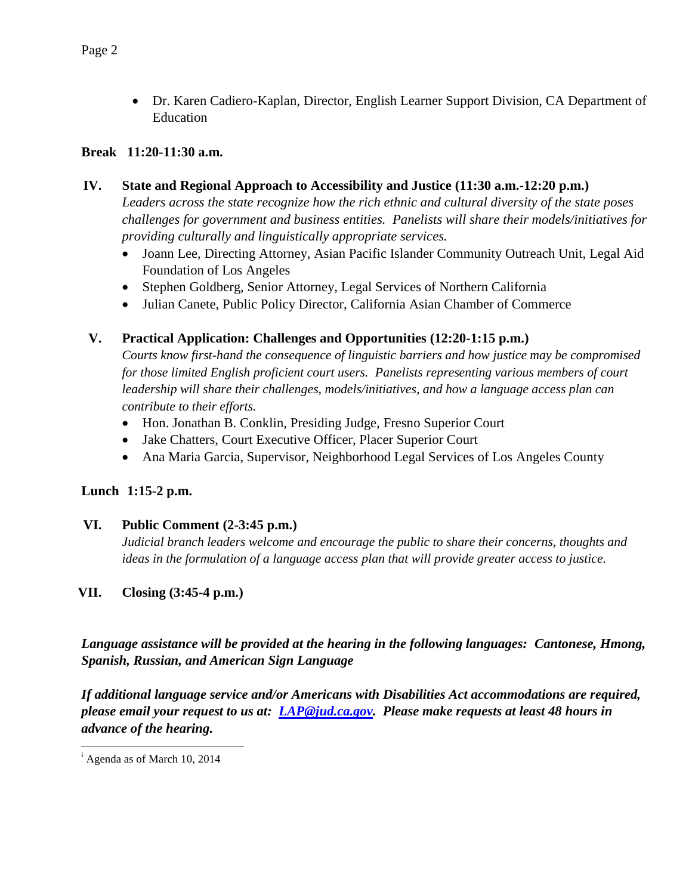- Dr. Karen Cadiero-Kaplan, Director, English Learner Support Division, CA Department of Education

**Break 11:20-11:30 a.m.**

**IV. State and Regional Approach to Accessibility and Justice (11:30 a.m.-12:20 p.m.)**

*Leaders across the state recognize how the rich ethnic and cultural diversity of the state poses challenges for government and business entities. Panelists will share their models/initiatives for providing culturally and linguistically appropriate services.*

- Joann Lee, Directing Attorney, Asian Pacific Islander Community Outreach Unit, Legal Aid Foundation of Los Angeles
- Stephen Goldberg, Senior Attorney, Legal Services of Northern California
- Julian Canete, Public Policy Director, California Asian Chamber of Commerce

**V. Practical Application: Challenges and Opportunities (12:20-1:15 p.m.)**

*Courts know first-hand the consequence of linguistic barriers and how justice may be compromised for those limited English proficient court users. Panelists representing various members of court leadership will share their challenges, models/initiatives, and how a language access plan can contribute to their efforts.*

- Hon. Jonathan B. Conklin, Presiding Judge, Fresno Superior Court
- Jake Chatters, Court Executive Officer, Placer Superior Court
- Ana Maria Garcia, Supervisor, Neighborhood Legal Services of Los Angeles County

**Lunch 1:15-2 p.m.**

**VI. Public Comment (2-3:45 p.m.)**

*Judicial branch leaders welcome and encourage the public to share their concerns, thoughts and ideas in the formulation of a language access plan that will provide greater access to justice.*

**VII. Closing (3:45-4 p.m.)**

***Language assistance will be provided at the hearing in the following languages: Cantonese, Hmong, Spanish, Russian, and American Sign Language***

***If additional language service and/or Americans with Disabilities Act accommodations are required, please email your request to us at: LAP@jud.ca.gov. Please make requests at least 48 hours in advance of the hearing.***

---

[i] Agenda as of March 10, 2014